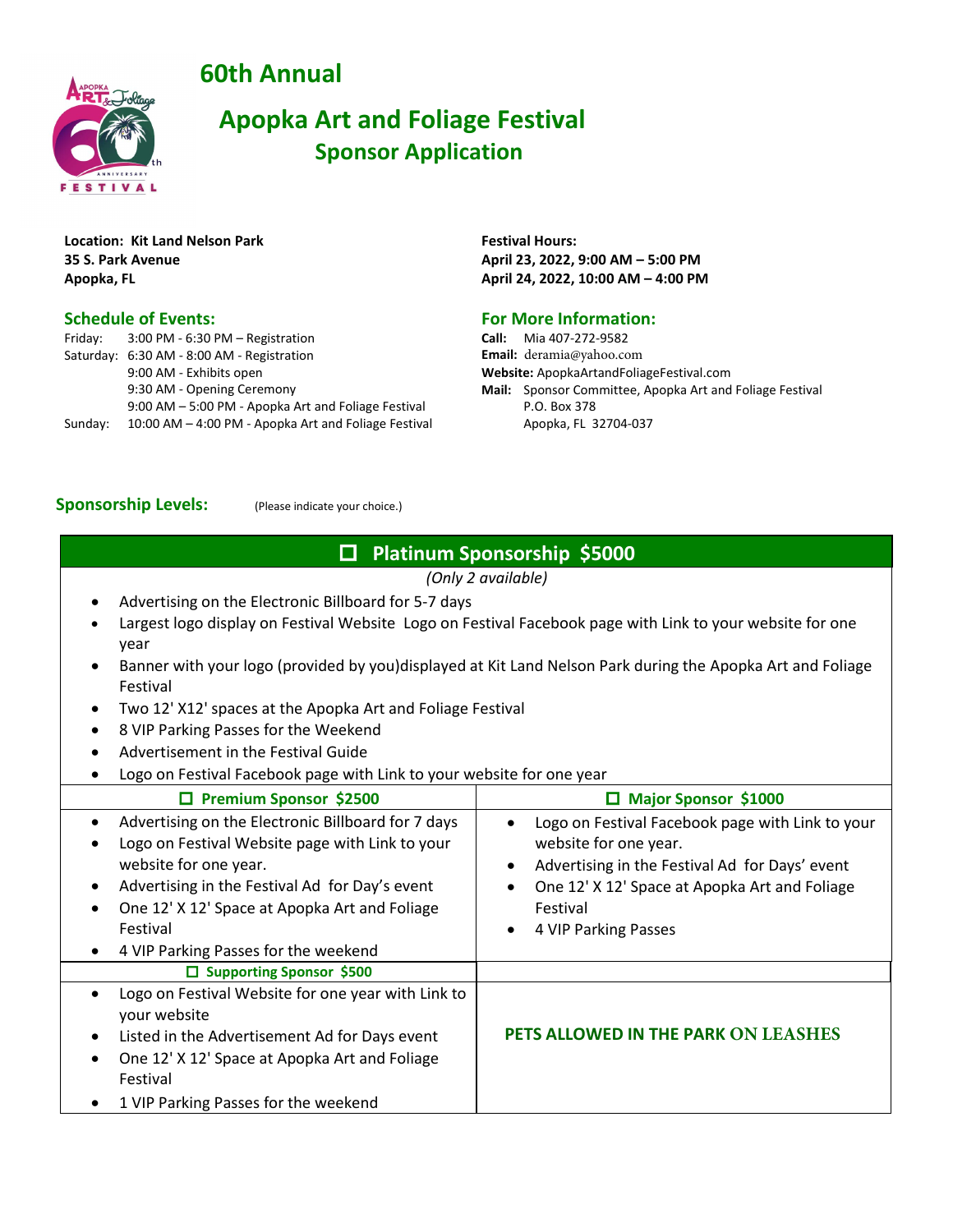# 60th Annual

# Apopka Art and Foliage Festival

## Sponsor Application

**Location: Kit Land Nelson Park**
**35 S. Park Avenue**
**Apopka, FL**

**Festival Hours:**
**April 23, 2022, 9:00 AM – 5:00 PM**
**April 24, 2022, 10:00 AM – 4:00 PM**

### Schedule of Events:

Friday: 3:00 PM - 6:30 PM – Registration
Saturday: 6:30 AM - 8:00 AM - Registration
9:00 AM - Exhibits open
9:30 AM - Opening Ceremony
9:00 AM – 5:00 PM - Apopka Art and Foliage Festival
Sunday: 10:00 AM – 4:00 PM - Apopka Art and Foliage Festival

### For More Information:

**Call:** Mia 407-272-9582
**Email:** deramia@yahoo.com
**Website:** ApopkaArtandFoliageFestival.com
**Mail:** Sponsor Committee, Apopka Art and Foliage Festival
P.O. Box 378
Apopka, FL 32704-037

### Sponsorship Levels: (Please indicate your choice.)

#### ☐ Platinum Sponsorship $5000

*(Only 2 available)*

- Advertising on the Electronic Billboard for 5-7 days
- Largest logo display on Festival Website Logo on Festival Facebook page with Link to your website for one year
- Banner with your logo (provided by you)displayed at Kit Land Nelson Park during the Apopka Art and Foliage Festival
- Two 12' X12' spaces at the Apopka Art and Foliage Festival
- 8 VIP Parking Passes for the Weekend
- Advertisement in the Festival Guide
- Logo on Festival Facebook page with Link to your website for one year

#### ☐ Premium Sponsor $2500

- Advertising on the Electronic Billboard for 7 days
- Logo on Festival Website page with Link to your website for one year.
- Advertising in the Festival Ad for Day's event
- One 12' X 12' Space at Apopka Art and Foliage Festival
- 4 VIP Parking Passes for the weekend

#### ☐ Major Sponsor $1000

- Logo on Festival Facebook page with Link to your website for one year.
- Advertising in the Festival Ad for Days' event
- One 12' X 12' Space at Apopka Art and Foliage Festival
- 4 VIP Parking Passes

#### ☐ Supporting Sponsor $500

- Logo on Festival Website for one year with Link to your website
- Listed in the Advertisement Ad for Days event
- One 12' X 12' Space at Apopka Art and Foliage Festival
- 1 VIP Parking Passes for the weekend

**PETS ALLOWED IN THE PARK ON LEASHES**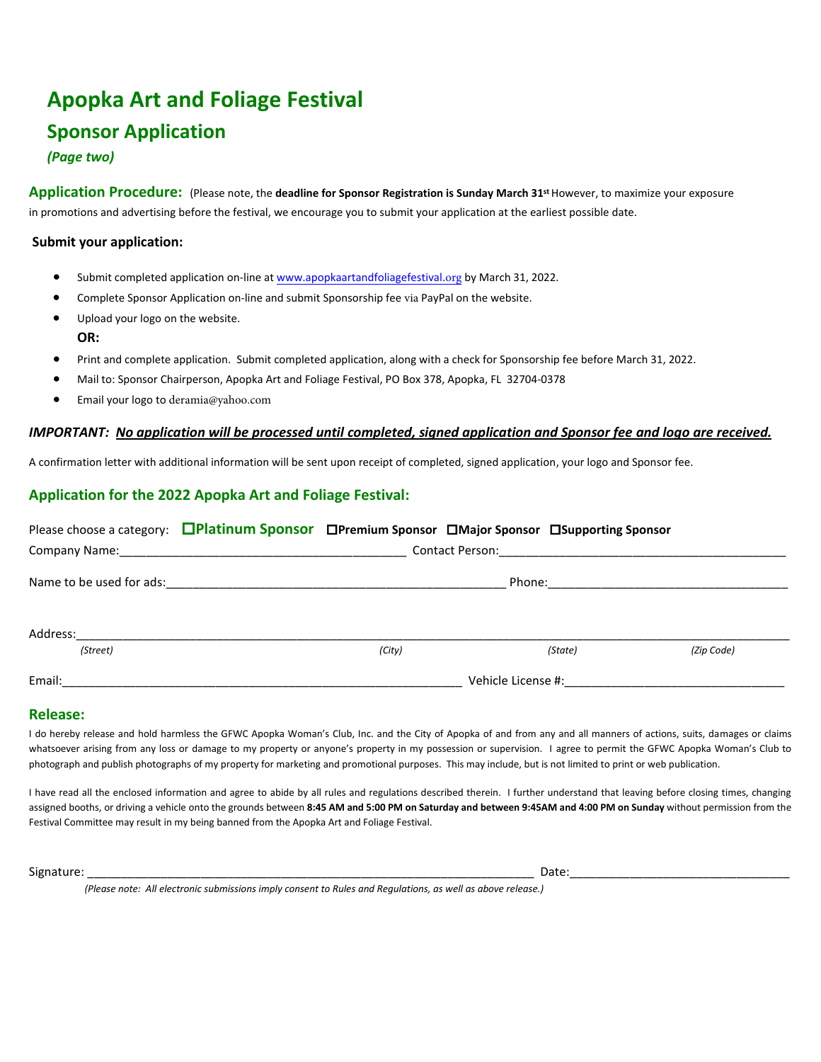# Apopka Art and Foliage Festival

## Sponsor Application

*(Page two)*

**Application Procedure:** (Please note, the **deadline for Sponsor Registration is Sunday March 31st** However, to maximize your exposure in promotions and advertising before the festival, we encourage you to submit your application at the earliest possible date.

**Submit your application:**

- Submit completed application on-line at www.apopkaartandfoliagefestival.org by March 31, 2022.
- Complete Sponsor Application on-line and submit Sponsorship fee via PayPal on the website.
- Upload your logo on the website.

**OR:**

- Print and complete application. Submit completed application, along with a check for Sponsorship fee before March 31, 2022.
- Mail to: Sponsor Chairperson, Apopka Art and Foliage Festival, PO Box 378, Apopka, FL 32704-0378
- Email your logo to deramia@yahoo.com

***IMPORTANT:*** ***No application will be processed until completed, signed application and Sponsor fee and logo are received.***

A confirmation letter with additional information will be sent upon receipt of completed, signed application, your logo and Sponsor fee.

### Application for the 2022 Apopka Art and Foliage Festival:

Please choose a category: ☐ **Platinum Sponsor** ☐ **Premium Sponsor** ☐ **Major Sponsor** ☐ **Supporting Sponsor**

Company Name:___________________________________________ Contact Person:_____________________________________________

Name to be used for ads:___________________________________________________ Phone:_____________________________________

Address:_______________________________________________________________________________________________________

*(Street)* *(City)* *(State)* *(Zip Code)*

Email:_____________________________________________________________ Vehicle License #:_________________________________

### Release:

I do hereby release and hold harmless the GFWC Apopka Woman's Club, Inc. and the City of Apopka of and from any and all manners of actions, suits, damages or claims whatsoever arising from any loss or damage to my property or anyone's property in my possession or supervision. I agree to permit the GFWC Apopka Woman's Club to photograph and publish photographs of my property for marketing and promotional purposes. This may include, but is not limited to print or web publication.

I have read all the enclosed information and agree to abide by all rules and regulations described therein. I further understand that leaving before closing times, changing assigned booths, or driving a vehicle onto the grounds between **8:45 AM and 5:00 PM on Saturday and between 9:45AM and 4:00 PM on Sunday** without permission from the Festival Committee may result in my being banned from the Apopka Art and Foliage Festival.

Signature: ______________________________________________________________________ Date:__________________________________

*(Please note: All electronic submissions imply consent to Rules and Regulations, as well as above release.)*